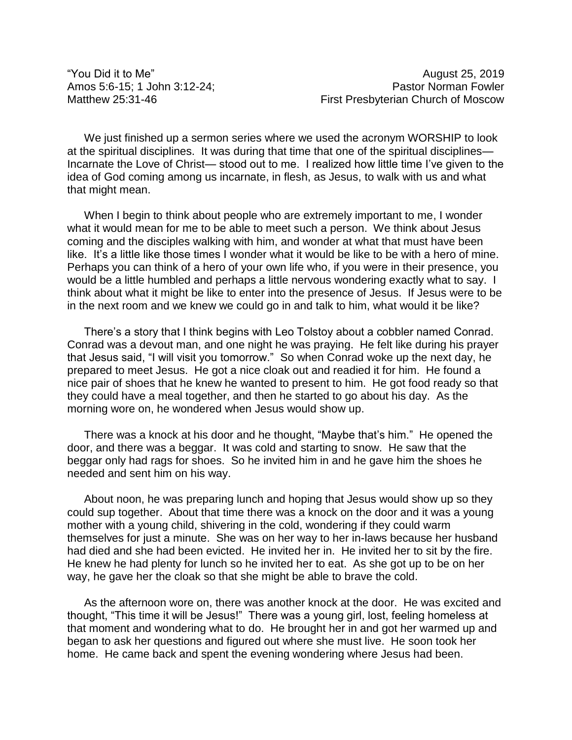"You Did it to Me" August 25, 2019
Amos 5:6-15; 1 John 3:12-24; Pastor Norman Fowler
Matthew 25:31-46 First Presbyterian Church of Moscow

We just finished up a sermon series where we used the acronym WORSHIP to look at the spiritual disciplines. It was during that time that one of the spiritual disciplines— Incarnate the Love of Christ— stood out to me. I realized how little time I've given to the idea of God coming among us incarnate, in flesh, as Jesus, to walk with us and what that might mean.

When I begin to think about people who are extremely important to me, I wonder what it would mean for me to be able to meet such a person. We think about Jesus coming and the disciples walking with him, and wonder at what that must have been like. It's a little like those times I wonder what it would be like to be with a hero of mine. Perhaps you can think of a hero of your own life who, if you were in their presence, you would be a little humbled and perhaps a little nervous wondering exactly what to say. I think about what it might be like to enter into the presence of Jesus. If Jesus were to be in the next room and we knew we could go in and talk to him, what would it be like?

There's a story that I think begins with Leo Tolstoy about a cobbler named Conrad. Conrad was a devout man, and one night he was praying. He felt like during his prayer that Jesus said, "I will visit you tomorrow." So when Conrad woke up the next day, he prepared to meet Jesus. He got a nice cloak out and readied it for him. He found a nice pair of shoes that he knew he wanted to present to him. He got food ready so that they could have a meal together, and then he started to go about his day. As the morning wore on, he wondered when Jesus would show up.

There was a knock at his door and he thought, "Maybe that's him." He opened the door, and there was a beggar. It was cold and starting to snow. He saw that the beggar only had rags for shoes. So he invited him in and he gave him the shoes he needed and sent him on his way.

About noon, he was preparing lunch and hoping that Jesus would show up so they could sup together. About that time there was a knock on the door and it was a young mother with a young child, shivering in the cold, wondering if they could warm themselves for just a minute. She was on her way to her in-laws because her husband had died and she had been evicted. He invited her in. He invited her to sit by the fire. He knew he had plenty for lunch so he invited her to eat. As she got up to be on her way, he gave her the cloak so that she might be able to brave the cold.

As the afternoon wore on, there was another knock at the door. He was excited and thought, "This time it will be Jesus!" There was a young girl, lost, feeling homeless at that moment and wondering what to do. He brought her in and got her warmed up and began to ask her questions and figured out where she must live. He soon took her home. He came back and spent the evening wondering where Jesus had been.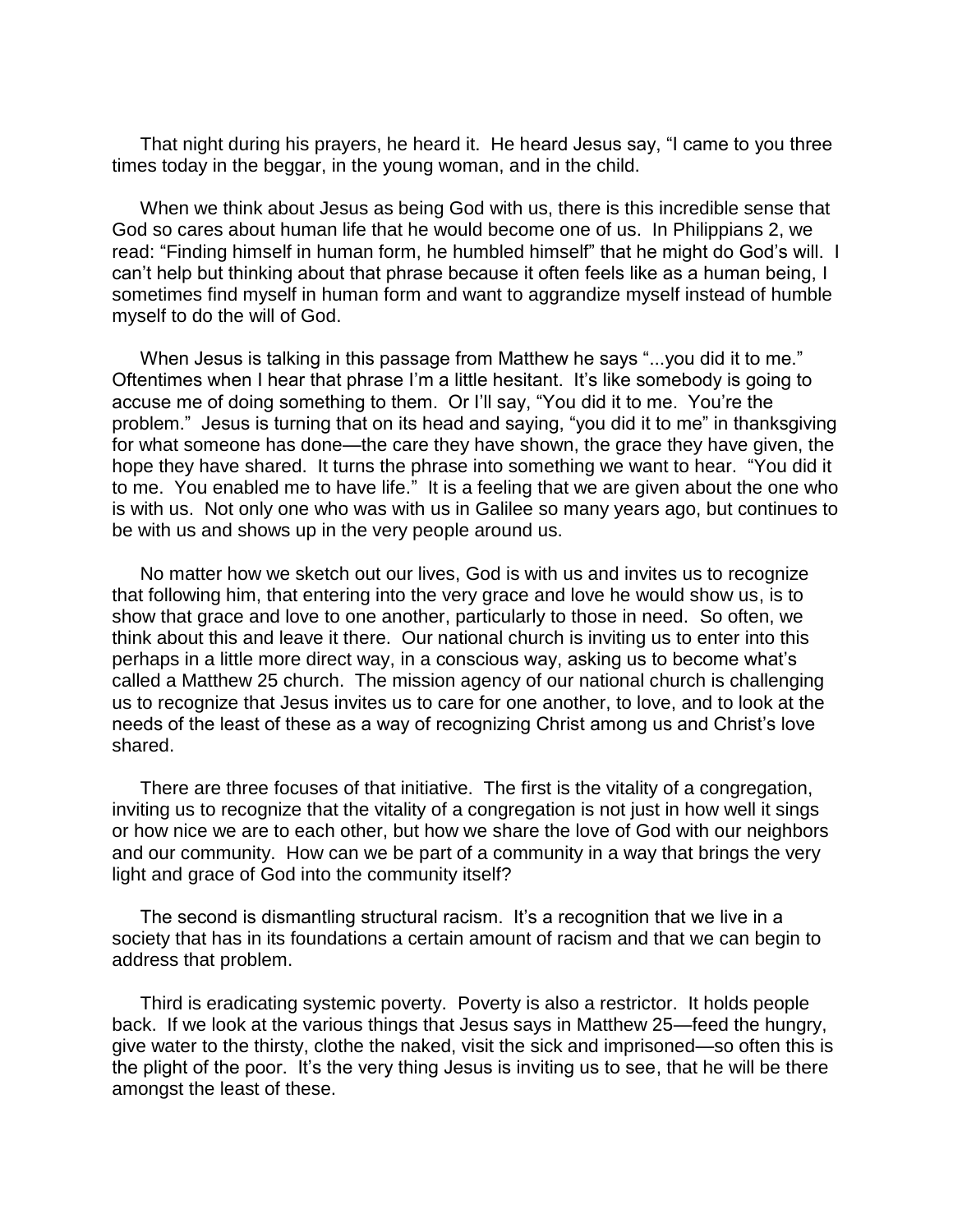That night during his prayers, he heard it. He heard Jesus say, "I came to you three times today in the beggar, in the young woman, and in the child.

When we think about Jesus as being God with us, there is this incredible sense that God so cares about human life that he would become one of us. In Philippians 2, we read: "Finding himself in human form, he humbled himself" that he might do God's will. I can't help but thinking about that phrase because it often feels like as a human being, I sometimes find myself in human form and want to aggrandize myself instead of humble myself to do the will of God.

When Jesus is talking in this passage from Matthew he says "...you did it to me." Oftentimes when I hear that phrase I'm a little hesitant. It's like somebody is going to accuse me of doing something to them. Or I'll say, "You did it to me. You're the problem." Jesus is turning that on its head and saying, "you did it to me" in thanksgiving for what someone has done—the care they have shown, the grace they have given, the hope they have shared. It turns the phrase into something we want to hear. "You did it to me. You enabled me to have life." It is a feeling that we are given about the one who is with us. Not only one who was with us in Galilee so many years ago, but continues to be with us and shows up in the very people around us.

No matter how we sketch out our lives, God is with us and invites us to recognize that following him, that entering into the very grace and love he would show us, is to show that grace and love to one another, particularly to those in need. So often, we think about this and leave it there. Our national church is inviting us to enter into this perhaps in a little more direct way, in a conscious way, asking us to become what's called a Matthew 25 church. The mission agency of our national church is challenging us to recognize that Jesus invites us to care for one another, to love, and to look at the needs of the least of these as a way of recognizing Christ among us and Christ's love shared.

There are three focuses of that initiative. The first is the vitality of a congregation, inviting us to recognize that the vitality of a congregation is not just in how well it sings or how nice we are to each other, but how we share the love of God with our neighbors and our community. How can we be part of a community in a way that brings the very light and grace of God into the community itself?

The second is dismantling structural racism. It's a recognition that we live in a society that has in its foundations a certain amount of racism and that we can begin to address that problem.

Third is eradicating systemic poverty. Poverty is also a restrictor. It holds people back. If we look at the various things that Jesus says in Matthew 25—feed the hungry, give water to the thirsty, clothe the naked, visit the sick and imprisoned—so often this is the plight of the poor. It's the very thing Jesus is inviting us to see, that he will be there amongst the least of these.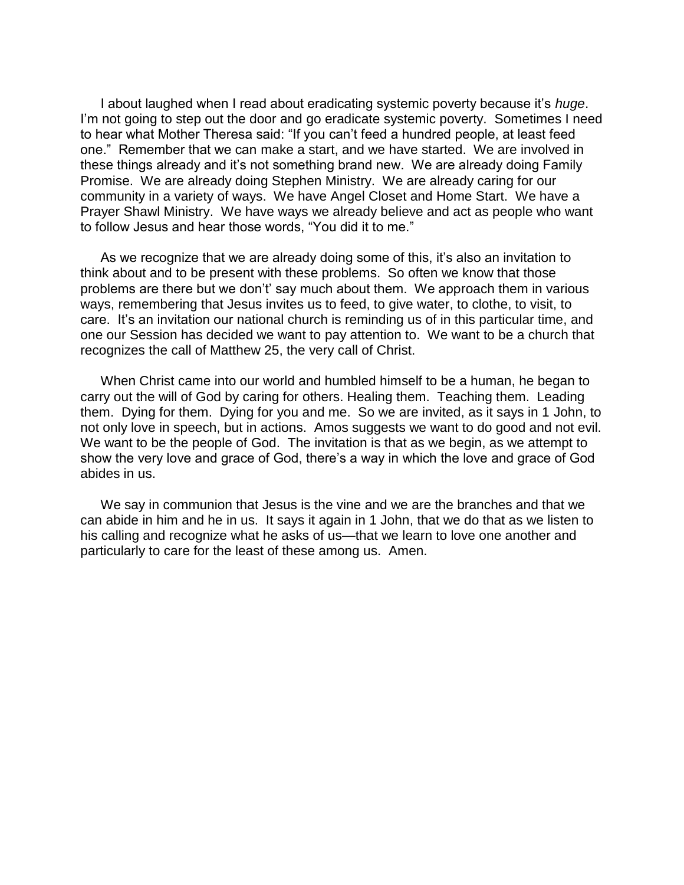I about laughed when I read about eradicating systemic poverty because it's *huge*. I'm not going to step out the door and go eradicate systemic poverty. Sometimes I need to hear what Mother Theresa said: "If you can't feed a hundred people, at least feed one." Remember that we can make a start, and we have started. We are involved in these things already and it's not something brand new. We are already doing Family Promise. We are already doing Stephen Ministry. We are already caring for our community in a variety of ways. We have Angel Closet and Home Start. We have a Prayer Shawl Ministry. We have ways we already believe and act as people who want to follow Jesus and hear those words, "You did it to me."

As we recognize that we are already doing some of this, it's also an invitation to think about and to be present with these problems. So often we know that those problems are there but we don't' say much about them. We approach them in various ways, remembering that Jesus invites us to feed, to give water, to clothe, to visit, to care. It's an invitation our national church is reminding us of in this particular time, and one our Session has decided we want to pay attention to. We want to be a church that recognizes the call of Matthew 25, the very call of Christ.

When Christ came into our world and humbled himself to be a human, he began to carry out the will of God by caring for others. Healing them. Teaching them. Leading them. Dying for them. Dying for you and me. So we are invited, as it says in 1 John, to not only love in speech, but in actions. Amos suggests we want to do good and not evil. We want to be the people of God. The invitation is that as we begin, as we attempt to show the very love and grace of God, there's a way in which the love and grace of God abides in us.

We say in communion that Jesus is the vine and we are the branches and that we can abide in him and he in us. It says it again in 1 John, that we do that as we listen to his calling and recognize what he asks of us—that we learn to love one another and particularly to care for the least of these among us. Amen.